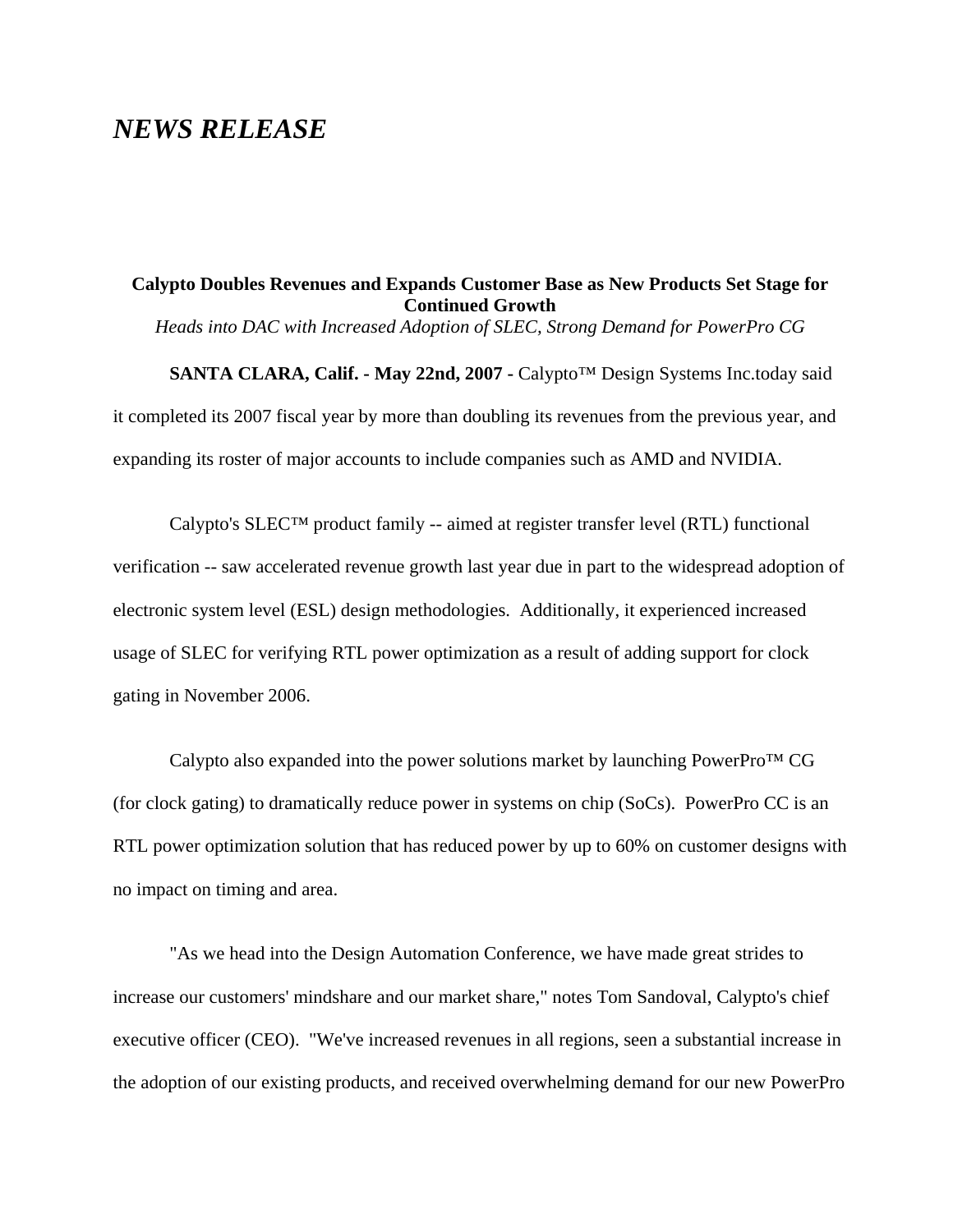# *NEWS RELEASE*

**Calypto Doubles Revenues and Expands Customer Base as New Products Set Stage for Continued Growth**

*Heads into DAC with Increased Adoption of SLEC, Strong Demand for PowerPro CG*

**SANTA CLARA, Calif. - May 22nd, 2007 -** Calypto™ Design Systems Inc.today said it completed its 2007 fiscal year by more than doubling its revenues from the previous year, and expanding its roster of major accounts to include companies such as AMD and NVIDIA.

Calypto's SLEC™ product family -- aimed at register transfer level (RTL) functional verification -- saw accelerated revenue growth last year due in part to the widespread adoption of electronic system level (ESL) design methodologies. Additionally, it experienced increased usage of SLEC for verifying RTL power optimization as a result of adding support for clock gating in November 2006.

Calypto also expanded into the power solutions market by launching PowerPro™ CG (for clock gating) to dramatically reduce power in systems on chip (SoCs). PowerPro CC is an RTL power optimization solution that has reduced power by up to 60% on customer designs with no impact on timing and area.

"As we head into the Design Automation Conference, we have made great strides to increase our customers' mindshare and our market share," notes Tom Sandoval, Calypto's chief executive officer (CEO). "We've increased revenues in all regions, seen a substantial increase in the adoption of our existing products, and received overwhelming demand for our new PowerPro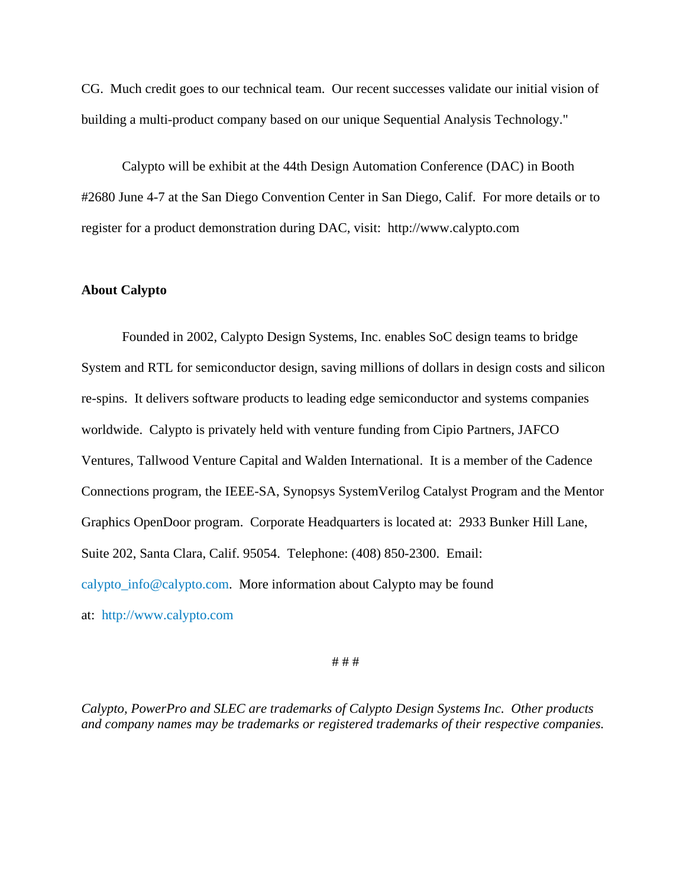CG. Much credit goes to our technical team. Our recent successes validate our initial vision of building a multi-product company based on our unique Sequential Analysis Technology."

Calypto will be exhibit at the 44th Design Automation Conference (DAC) in Booth #2680 June 4-7 at the San Diego Convention Center in San Diego, Calif. For more details or to register for a product demonstration during DAC, visit: http://www.calypto.com

**About Calypto**

Founded in 2002, Calypto Design Systems, Inc. enables SoC design teams to bridge System and RTL for semiconductor design, saving millions of dollars in design costs and silicon re-spins. It delivers software products to leading edge semiconductor and systems companies worldwide. Calypto is privately held with venture funding from Cipio Partners, JAFCO Ventures, Tallwood Venture Capital and Walden International. It is a member of the Cadence Connections program, the IEEE-SA, Synopsys SystemVerilog Catalyst Program and the Mentor Graphics OpenDoor program. Corporate Headquarters is located at: 2933 Bunker Hill Lane, Suite 202, Santa Clara, Calif. 95054. Telephone: (408) 850-2300. Email: calypto_info@calypto.com. More information about Calypto may be found at: http://www.calypto.com

# # #

*Calypto, PowerPro and SLEC are trademarks of Calypto Design Systems Inc. Other products and company names may be trademarks or registered trademarks of their respective companies.*